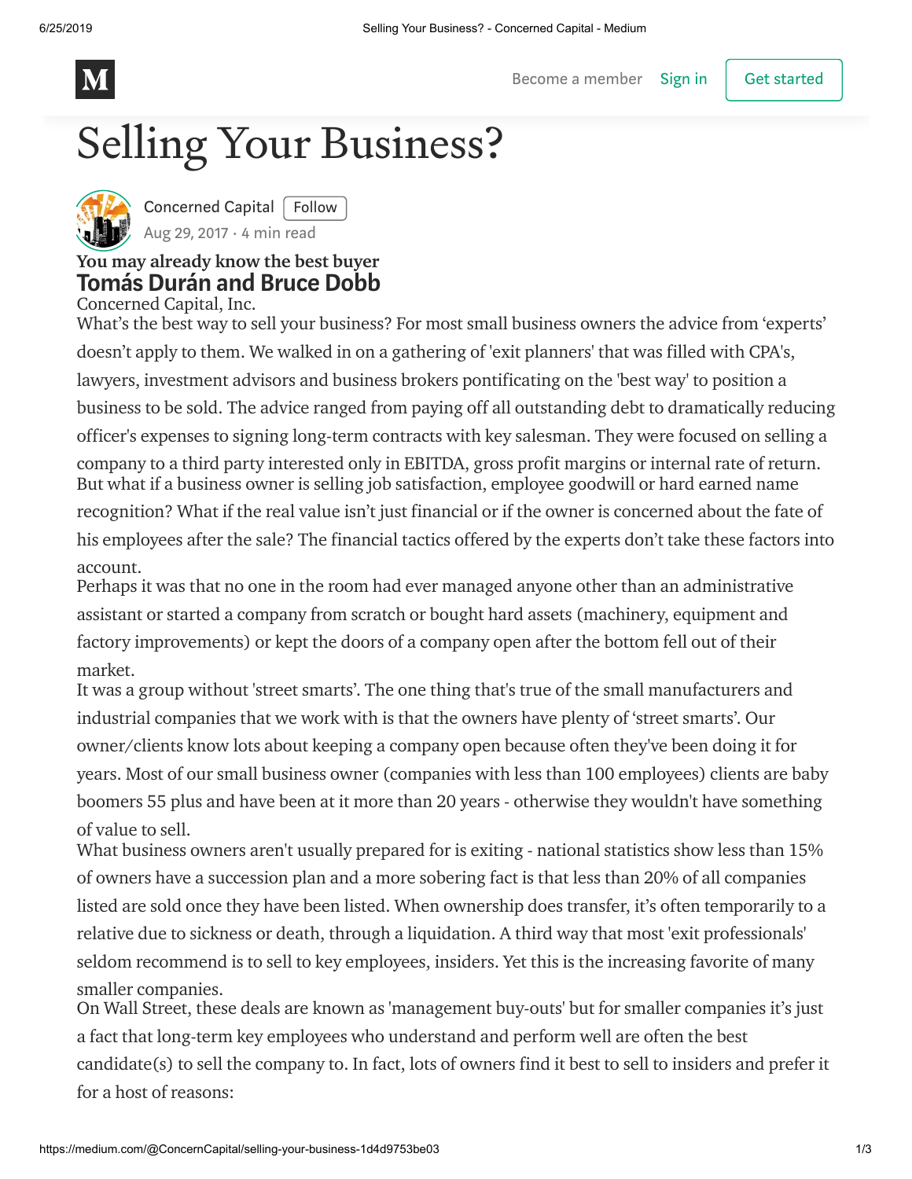# Selling Your Business?

Concerned Capital

Aug 29, 2017 · 4 min read

### You may already know the best buyer

## Tomás Durán and Bruce Dobb

Concerned Capital, Inc.

What's the best way to sell your business? For most small business owners the advice from 'experts' doesn't apply to them. We walked in on a gathering of 'exit planners' that was filled with CPA's, lawyers, investment advisors and business brokers pontificating on the 'best way' to position a business to be sold. The advice ranged from paying off all outstanding debt to dramatically reducing officer's expenses to signing long-term contracts with key salesman. They were focused on selling a company to a third party interested only in EBITDA, gross profit margins or internal rate of return.

But what if a business owner is selling job satisfaction, employee goodwill or hard earned name recognition? What if the real value isn't just financial or if the owner is concerned about the fate of his employees after the sale? The financial tactics offered by the experts don't take these factors into account.

Perhaps it was that no one in the room had ever managed anyone other than an administrative assistant or started a company from scratch or bought hard assets (machinery, equipment and factory improvements) or kept the doors of a company open after the bottom fell out of their market.

It was a group without 'street smarts'. The one thing that's true of the small manufacturers and industrial companies that we work with is that the owners have plenty of 'street smarts'. Our owner/clients know lots about keeping a company open because often they've been doing it for years. Most of our small business owner (companies with less than 100 employees) clients are baby boomers 55 plus and have been at it more than 20 years - otherwise they wouldn't have something of value to sell.

What business owners aren't usually prepared for is exiting - national statistics show less than 15% of owners have a succession plan and a more sobering fact is that less than 20% of all companies listed are sold once they have been listed. When ownership does transfer, it's often temporarily to a relative due to sickness or death, through a liquidation. A third way that most 'exit professionals' seldom recommend is to sell to key employees, insiders. Yet this is the increasing favorite of many smaller companies.

On Wall Street, these deals are known as 'management buy-outs' but for smaller companies it's just a fact that long-term key employees who understand and perform well are often the best candidate(s) to sell the company to. In fact, lots of owners find it best to sell to insiders and prefer it for a host of reasons: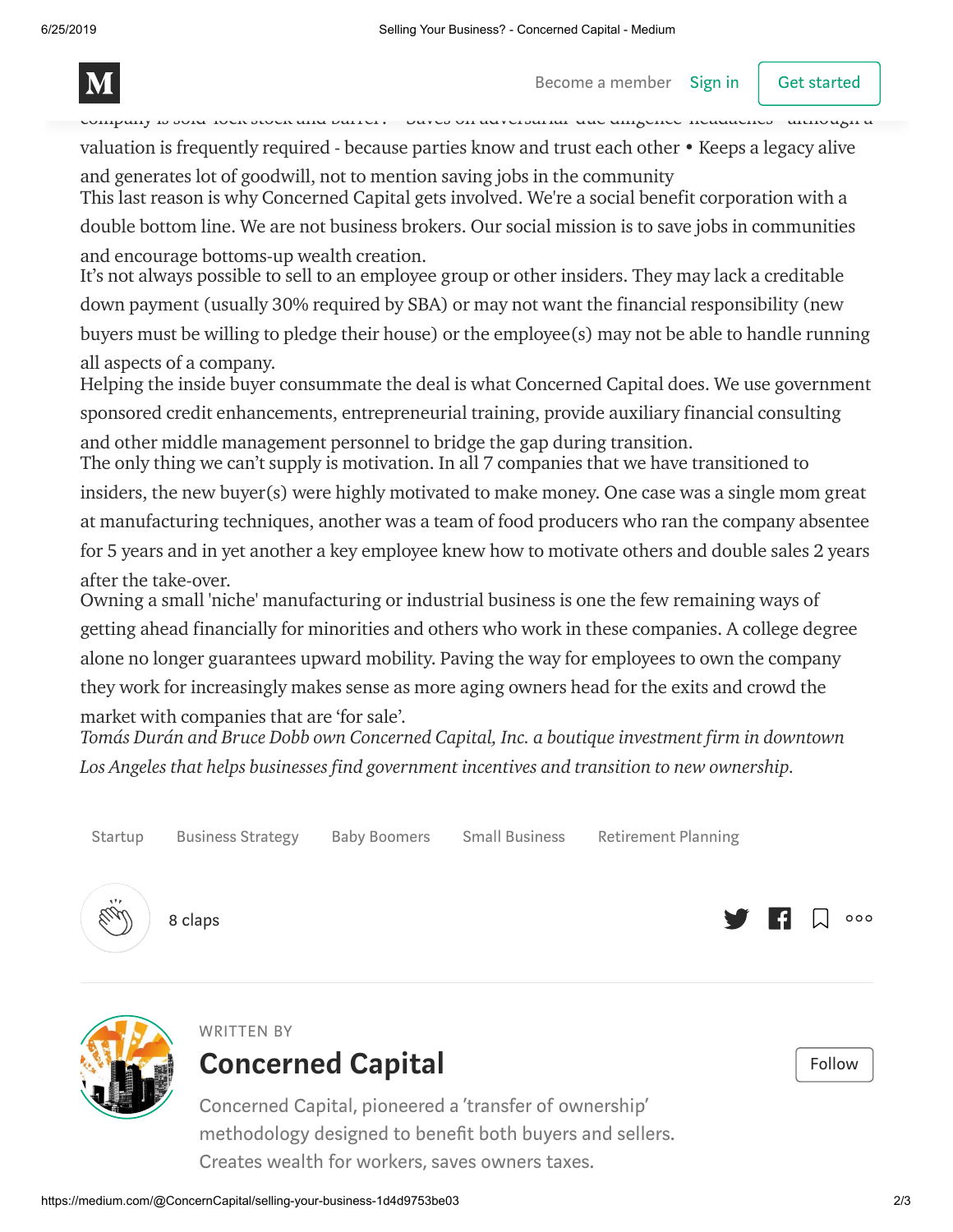valuation is frequently required - because parties know and trust each other • Keeps a legacy alive and generates lot of goodwill, not to mention saving jobs in the community

This last reason is why Concerned Capital gets involved. We're a social benefit corporation with a double bottom line. We are not business brokers. Our social mission is to save jobs in communities and encourage bottoms-up wealth creation.

It's not always possible to sell to an employee group or other insiders. They may lack a creditable down payment (usually 30% required by SBA) or may not want the financial responsibility (new buyers must be willing to pledge their house) or the employee(s) may not be able to handle running all aspects of a company.

Helping the inside buyer consummate the deal is what Concerned Capital does. We use government sponsored credit enhancements, entrepreneurial training, provide auxiliary financial consulting and other middle management personnel to bridge the gap during transition.

The only thing we can't supply is motivation. In all 7 companies that we have transitioned to insiders, the new buyer(s) were highly motivated to make money. One case was a single mom great at manufacturing techniques, another was a team of food producers who ran the company absentee for 5 years and in yet another a key employee knew how to motivate others and double sales 2 years after the take-over.

Owning a small 'niche' manufacturing or industrial business is one the few remaining ways of getting ahead financially for minorities and others who work in these companies. A college degree alone no longer guarantees upward mobility. Paving the way for employees to own the company they work for increasingly makes sense as more aging owners head for the exits and crowd the market with companies that are 'for sale'.

*Tomás Durán and Bruce Dobb own Concerned Capital, Inc. a boutique investment firm in downtown Los Angeles that helps businesses find government incentives and transition to new ownership.*

Startup · Business Strategy · Baby Boomers · Small Business · Retirement Planning

8 claps

WRITTEN BY

## Concerned Capital

Concerned Capital, pioneered a 'transfer of ownership' methodology designed to benefit both buyers and sellers. Creates wealth for workers, saves owners taxes.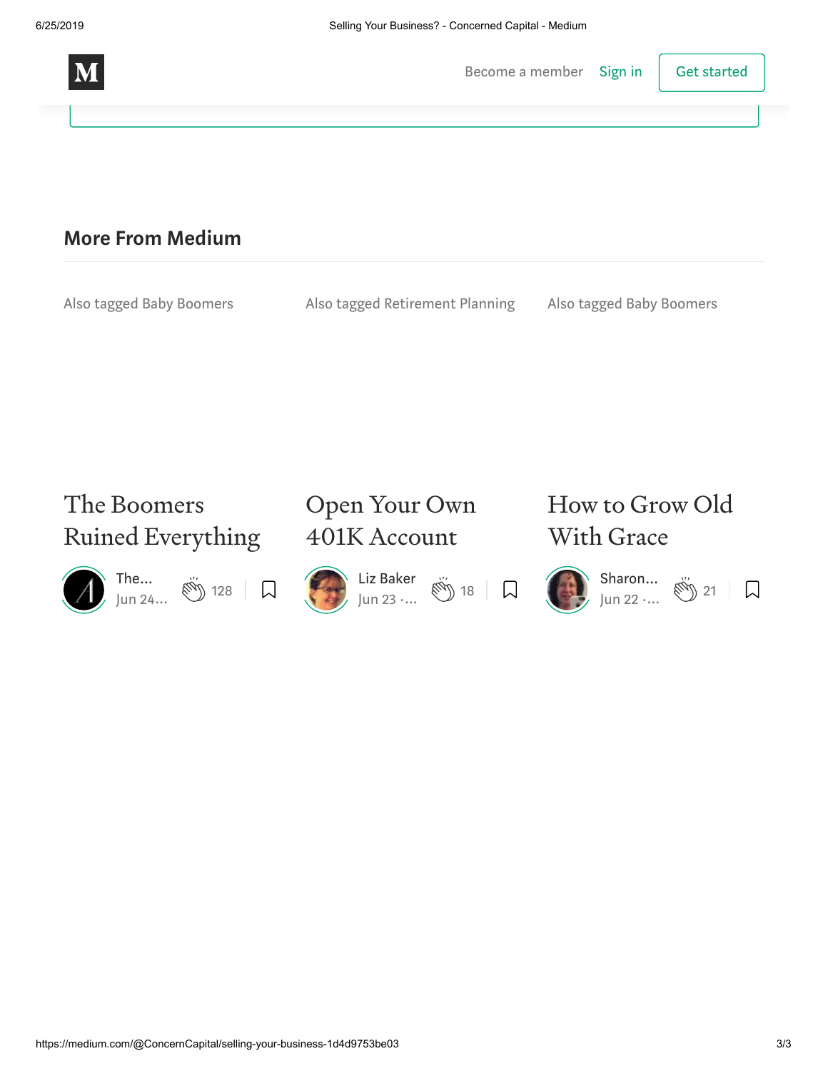## More From Medium

Also tagged Baby Boomers

### The Boomers Ruined Everything

The... Jun 24... 128

Also tagged Retirement Planning

### Open Your Own 401K Account

Liz Baker Jun 23 ·... 18

Also tagged Baby Boomers

### How to Grow Old With Grace

Sharon... Jun 22 ·... 21